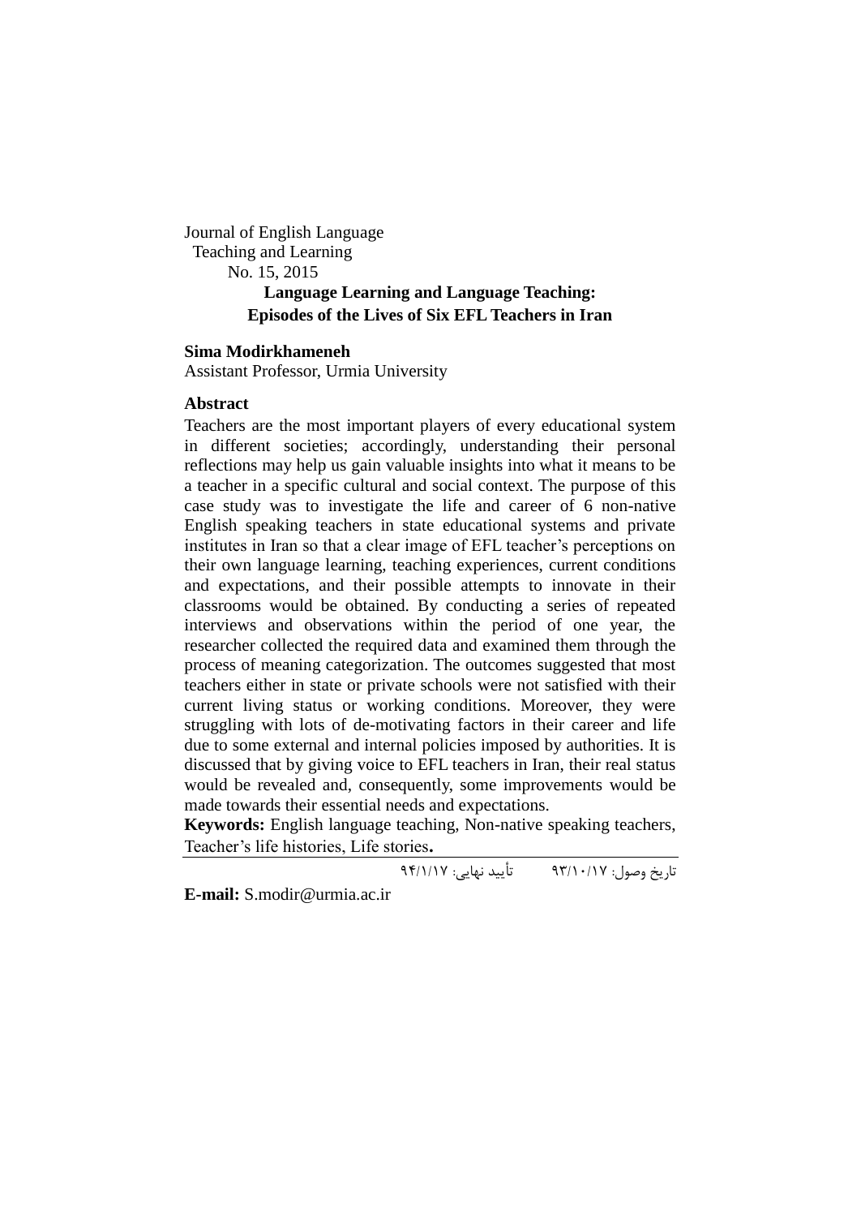Journal of English Language Teaching and Learning
No. 15, 2015

# Language Learning and Language Teaching: Episodes of the Lives of Six EFL Teachers in Iran

**Sima Modirkhameneh**
Assistant Professor, Urmia University

## Abstract

Teachers are the most important players of every educational system in different societies; accordingly, understanding their personal reflections may help us gain valuable insights into what it means to be a teacher in a specific cultural and social context. The purpose of this case study was to investigate the life and career of 6 non-native English speaking teachers in state educational systems and private institutes in Iran so that a clear image of EFL teacher's perceptions on their own language learning, teaching experiences, current conditions and expectations, and their possible attempts to innovate in their classrooms would be obtained. By conducting a series of repeated interviews and observations within the period of one year, the researcher collected the required data and examined them through the process of meaning categorization. The outcomes suggested that most teachers either in state or private schools were not satisfied with their current living status or working conditions. Moreover, they were struggling with lots of de-motivating factors in their career and life due to some external and internal policies imposed by authorities. It is discussed that by giving voice to EFL teachers in Iran, their real status would be revealed and, consequently, some improvements would be made towards their essential needs and expectations.

**Keywords:** English language teaching, Non-native speaking teachers, Teacher's life histories, Life stories**.**

---

تاریخ وصول: ۹۳/۱۰/۱۷ &nbsp;&nbsp;&nbsp;&nbsp;&nbsp;&nbsp; تأیید نهایی: ۹۴/۱/۱۷

**E-mail:** S.modir@urmia.ac.ir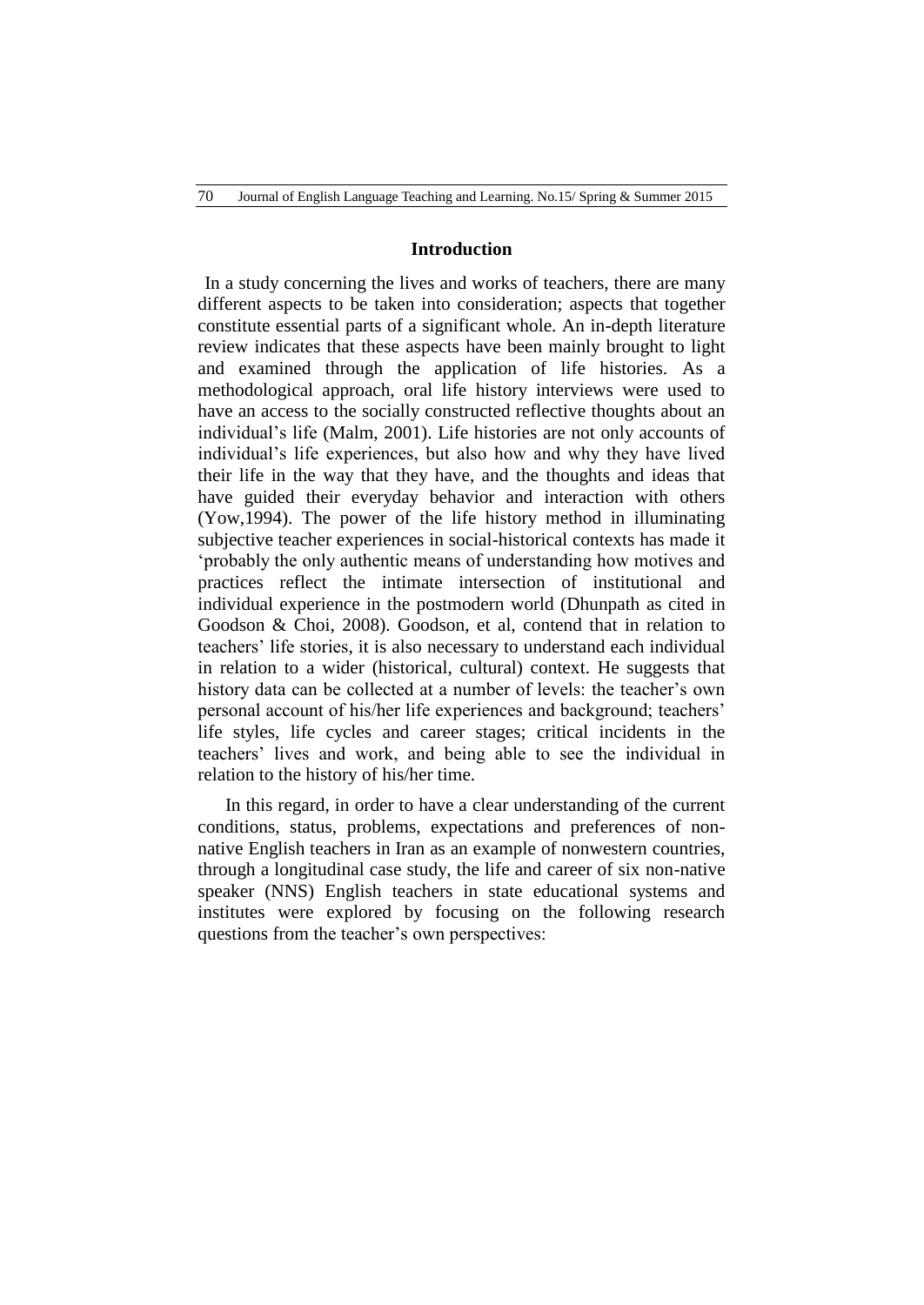## Introduction

In a study concerning the lives and works of teachers, there are many different aspects to be taken into consideration; aspects that together constitute essential parts of a significant whole. An in-depth literature review indicates that these aspects have been mainly brought to light and examined through the application of life histories. As a methodological approach, oral life history interviews were used to have an access to the socially constructed reflective thoughts about an individual's life (Malm, 2001). Life histories are not only accounts of individual's life experiences, but also how and why they have lived their life in the way that they have, and the thoughts and ideas that have guided their everyday behavior and interaction with others (Yow,1994). The power of the life history method in illuminating subjective teacher experiences in social-historical contexts has made it 'probably the only authentic means of understanding how motives and practices reflect the intimate intersection of institutional and individual experience in the postmodern world (Dhunpath as cited in Goodson & Choi, 2008). Goodson, et al, contend that in relation to teachers' life stories, it is also necessary to understand each individual in relation to a wider (historical, cultural) context. He suggests that history data can be collected at a number of levels: the teacher's own personal account of his/her life experiences and background; teachers' life styles, life cycles and career stages; critical incidents in the teachers' lives and work, and being able to see the individual in relation to the history of his/her time.

In this regard, in order to have a clear understanding of the current conditions, status, problems, expectations and preferences of non-native English teachers in Iran as an example of nonwestern countries, through a longitudinal case study, the life and career of six non-native speaker (NNS) English teachers in state educational systems and institutes were explored by focusing on the following research questions from the teacher's own perspectives: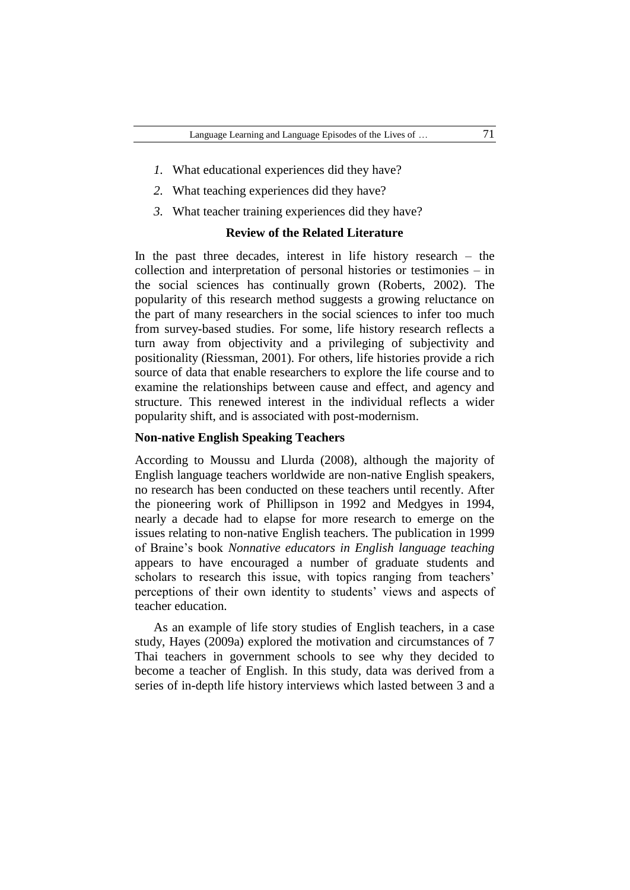*1.* What educational experiences did they have?

*2.* What teaching experiences did they have?

*3.* What teacher training experiences did they have?

## Review of the Related Literature

In the past three decades, interest in life history research – the collection and interpretation of personal histories or testimonies – in the social sciences has continually grown (Roberts, 2002). The popularity of this research method suggests a growing reluctance on the part of many researchers in the social sciences to infer too much from survey-based studies. For some, life history research reflects a turn away from objectivity and a privileging of subjectivity and positionality (Riessman, 2001). For others, life histories provide a rich source of data that enable researchers to explore the life course and to examine the relationships between cause and effect, and agency and structure. This renewed interest in the individual reflects a wider popularity shift, and is associated with post-modernism.

### Non-native English Speaking Teachers

According to Moussu and Llurda (2008), although the majority of English language teachers worldwide are non-native English speakers, no research has been conducted on these teachers until recently. After the pioneering work of Phillipson in 1992 and Medgyes in 1994, nearly a decade had to elapse for more research to emerge on the issues relating to non-native English teachers. The publication in 1999 of Braine's book *Nonnative educators in English language teaching* appears to have encouraged a number of graduate students and scholars to research this issue, with topics ranging from teachers' perceptions of their own identity to students' views and aspects of teacher education.

As an example of life story studies of English teachers, in a case study, Hayes (2009a) explored the motivation and circumstances of 7 Thai teachers in government schools to see why they decided to become a teacher of English. In this study, data was derived from a series of in-depth life history interviews which lasted between 3 and a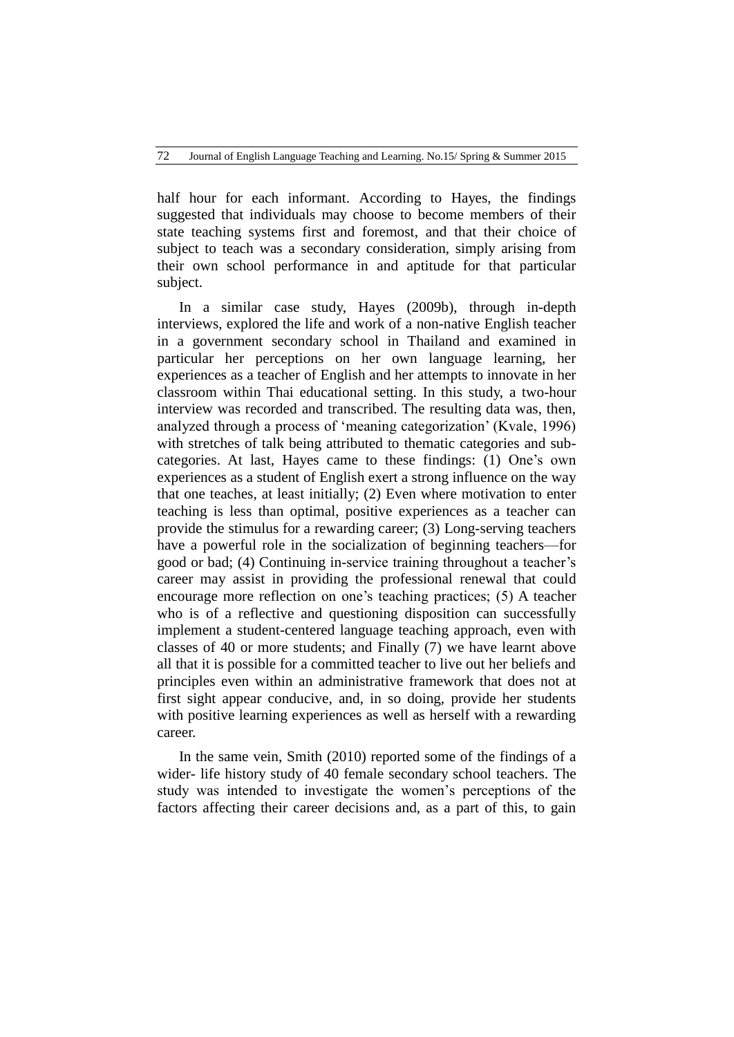half hour for each informant. According to Hayes, the findings suggested that individuals may choose to become members of their state teaching systems first and foremost, and that their choice of subject to teach was a secondary consideration, simply arising from their own school performance in and aptitude for that particular subject.

In a similar case study, Hayes (2009b), through in-depth interviews, explored the life and work of a non-native English teacher in a government secondary school in Thailand and examined in particular her perceptions on her own language learning, her experiences as a teacher of English and her attempts to innovate in her classroom within Thai educational setting. In this study, a two-hour interview was recorded and transcribed. The resulting data was, then, analyzed through a process of 'meaning categorization' (Kvale, 1996) with stretches of talk being attributed to thematic categories and sub-categories. At last, Hayes came to these findings: (1) One's own experiences as a student of English exert a strong influence on the way that one teaches, at least initially; (2) Even where motivation to enter teaching is less than optimal, positive experiences as a teacher can provide the stimulus for a rewarding career; (3) Long-serving teachers have a powerful role in the socialization of beginning teachers—for good or bad; (4) Continuing in-service training throughout a teacher's career may assist in providing the professional renewal that could encourage more reflection on one's teaching practices; (5) A teacher who is of a reflective and questioning disposition can successfully implement a student-centered language teaching approach, even with classes of 40 or more students; and Finally (7) we have learnt above all that it is possible for a committed teacher to live out her beliefs and principles even within an administrative framework that does not at first sight appear conducive, and, in so doing, provide her students with positive learning experiences as well as herself with a rewarding career.

In the same vein, Smith (2010) reported some of the findings of a wider- life history study of 40 female secondary school teachers. The study was intended to investigate the women's perceptions of the factors affecting their career decisions and, as a part of this, to gain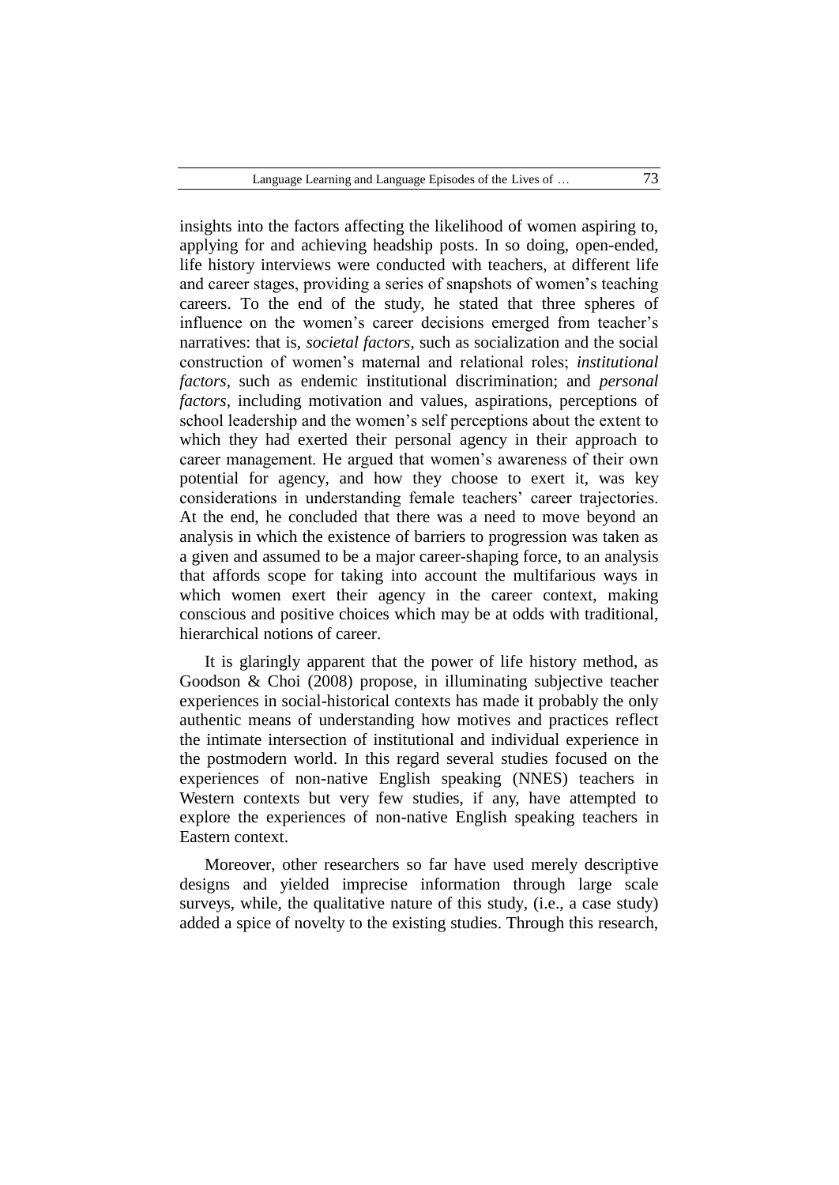insights into the factors affecting the likelihood of women aspiring to, applying for and achieving headship posts. In so doing, open-ended, life history interviews were conducted with teachers, at different life and career stages, providing a series of snapshots of women's teaching careers. To the end of the study, he stated that three spheres of influence on the women's career decisions emerged from teacher's narratives: that is, *societal factors*, such as socialization and the social construction of women's maternal and relational roles; *institutional factors*, such as endemic institutional discrimination; and *personal factors*, including motivation and values, aspirations, perceptions of school leadership and the women's self perceptions about the extent to which they had exerted their personal agency in their approach to career management. He argued that women's awareness of their own potential for agency, and how they choose to exert it, was key considerations in understanding female teachers' career trajectories. At the end, he concluded that there was a need to move beyond an analysis in which the existence of barriers to progression was taken as a given and assumed to be a major career-shaping force, to an analysis that affords scope for taking into account the multifarious ways in which women exert their agency in the career context, making conscious and positive choices which may be at odds with traditional, hierarchical notions of career.

It is glaringly apparent that the power of life history method, as Goodson & Choi (2008) propose, in illuminating subjective teacher experiences in social-historical contexts has made it probably the only authentic means of understanding how motives and practices reflect the intimate intersection of institutional and individual experience in the postmodern world. In this regard several studies focused on the experiences of non-native English speaking (NNES) teachers in Western contexts but very few studies, if any, have attempted to explore the experiences of non-native English speaking teachers in Eastern context.

Moreover, other researchers so far have used merely descriptive designs and yielded imprecise information through large scale surveys, while, the qualitative nature of this study, (i.e., a case study) added a spice of novelty to the existing studies. Through this research,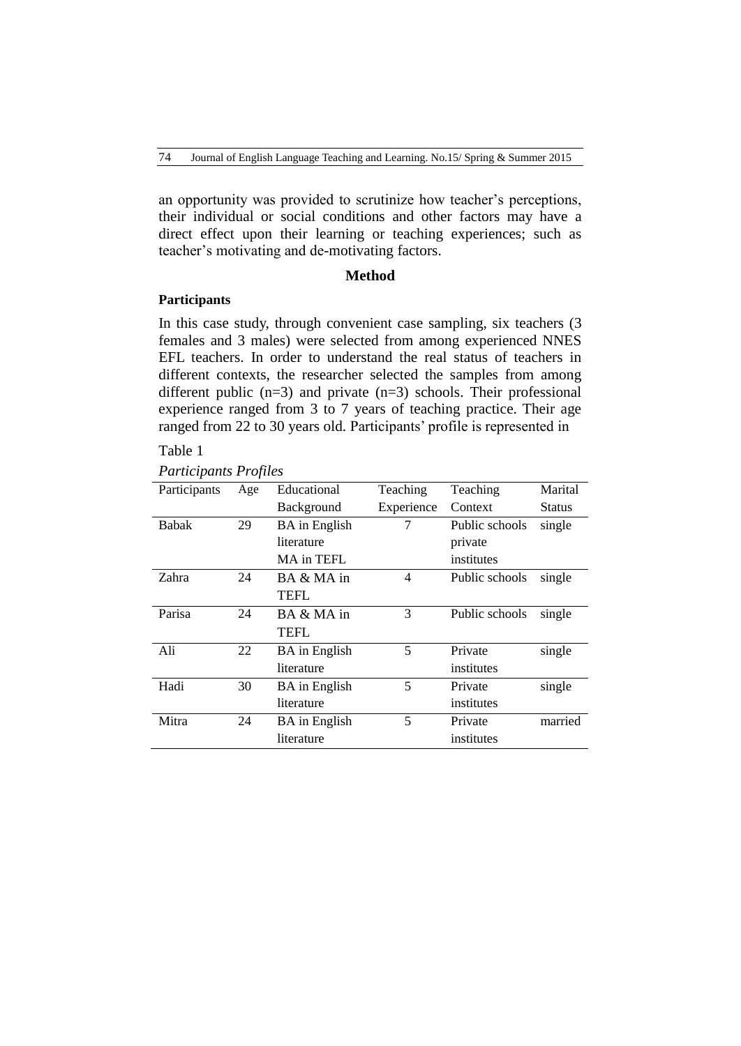an opportunity was provided to scrutinize how teacher's perceptions, their individual or social conditions and other factors may have a direct effect upon their learning or teaching experiences; such as teacher's motivating and de-motivating factors.

## Method

### Participants

In this case study, through convenient case sampling, six teachers (3 females and 3 males) were selected from among experienced NNES EFL teachers. In order to understand the real status of teachers in different contexts, the researcher selected the samples from among different public (n=3) and private (n=3) schools. Their professional experience ranged from 3 to 7 years of teaching practice. Their age ranged from 22 to 30 years old. Participants' profile is represented in

Table 1

*Participants Profiles*

| Participants | Age | Educational Background | Teaching Experience | Teaching Context | Marital Status |
|---|---|---|---|---|---|
| Babak | 29 | BA in English literature MA in TEFL | 7 | Public schools private institutes | single |
| Zahra | 24 | BA & MA in TEFL | 4 | Public schools | single |
| Parisa | 24 | BA & MA in TEFL | 3 | Public schools | single |
| Ali | 22 | BA in English literature | 5 | Private institutes | single |
| Hadi | 30 | BA in English literature | 5 | Private institutes | single |
| Mitra | 24 | BA in English literature | 5 | Private institutes | married |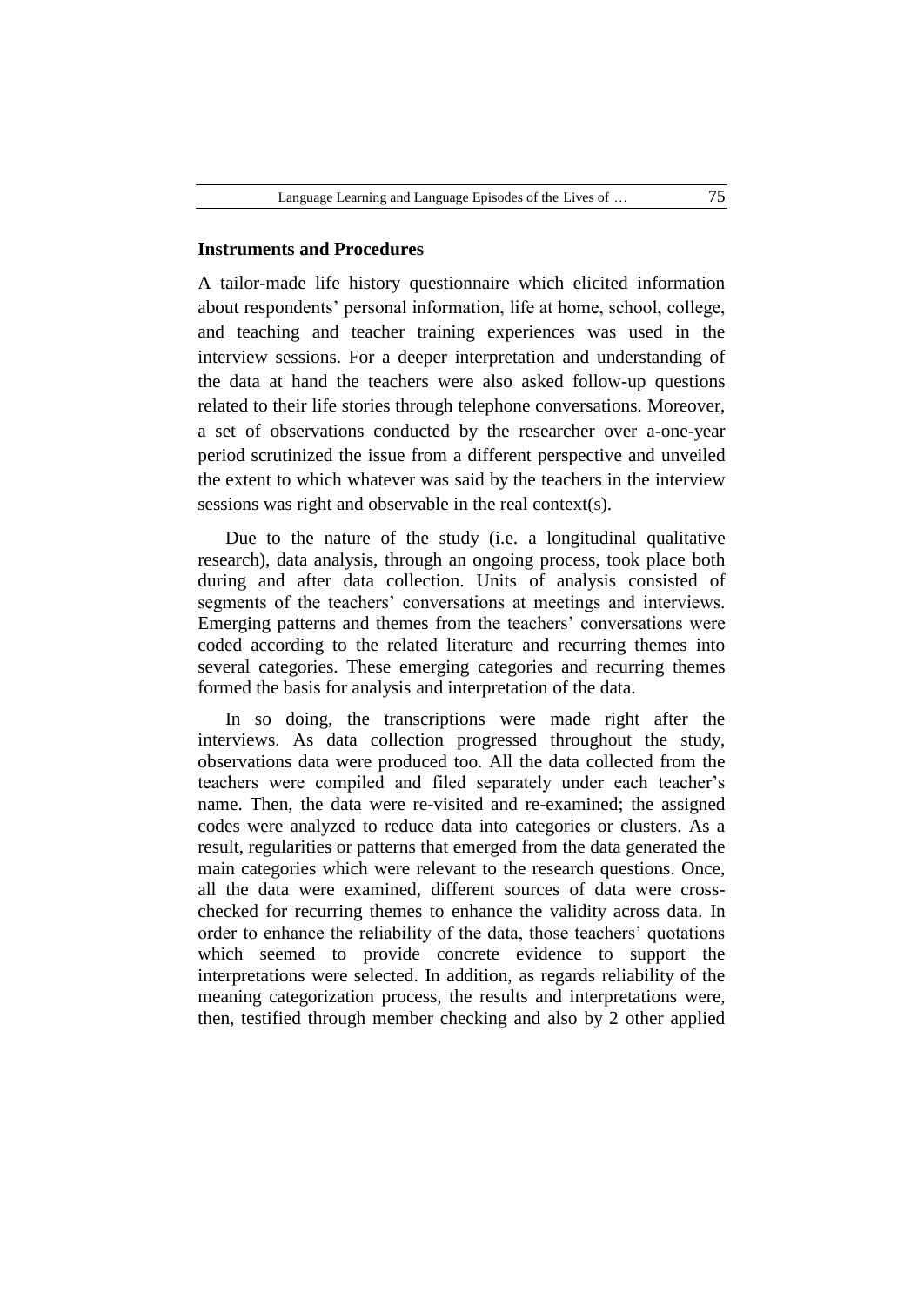### Instruments and Procedures

A tailor-made life history questionnaire which elicited information about respondents' personal information, life at home, school, college, and teaching and teacher training experiences was used in the interview sessions. For a deeper interpretation and understanding of the data at hand the teachers were also asked follow-up questions related to their life stories through telephone conversations. Moreover, a set of observations conducted by the researcher over a-one-year period scrutinized the issue from a different perspective and unveiled the extent to which whatever was said by the teachers in the interview sessions was right and observable in the real context(s).

Due to the nature of the study (i.e. a longitudinal qualitative research), data analysis, through an ongoing process, took place both during and after data collection. Units of analysis consisted of segments of the teachers' conversations at meetings and interviews. Emerging patterns and themes from the teachers' conversations were coded according to the related literature and recurring themes into several categories. These emerging categories and recurring themes formed the basis for analysis and interpretation of the data.

In so doing, the transcriptions were made right after the interviews. As data collection progressed throughout the study, observations data were produced too. All the data collected from the teachers were compiled and filed separately under each teacher's name. Then, the data were re-visited and re-examined; the assigned codes were analyzed to reduce data into categories or clusters. As a result, regularities or patterns that emerged from the data generated the main categories which were relevant to the research questions. Once, all the data were examined, different sources of data were cross-checked for recurring themes to enhance the validity across data. In order to enhance the reliability of the data, those teachers' quotations which seemed to provide concrete evidence to support the interpretations were selected. In addition, as regards reliability of the meaning categorization process, the results and interpretations were, then, testified through member checking and also by 2 other applied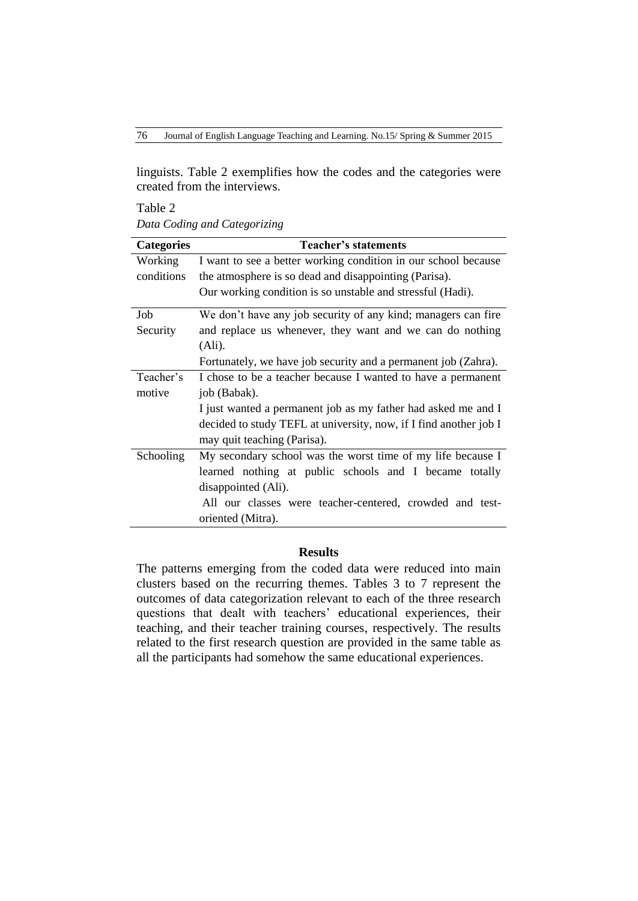linguists. Table 2 exemplifies how the codes and the categories were created from the interviews.

Table 2
*Data Coding and Categorizing*

| Categories | Teacher's statements |
|---|---|
| Working conditions | I want to see a better working condition in our school because the atmosphere is so dead and disappointing (Parisa).<br>Our working condition is so unstable and stressful (Hadi). |
| Job Security | We don't have any job security of any kind; managers can fire and replace us whenever, they want and we can do nothing (Ali).<br>Fortunately, we have job security and a permanent job (Zahra). |
| Teacher's motive | I chose to be a teacher because I wanted to have a permanent job (Babak).<br>I just wanted a permanent job as my father had asked me and I decided to study TEFL at university, now, if I find another job I may quit teaching (Parisa). |
| Schooling | My secondary school was the worst time of my life because I learned nothing at public schools and I became totally disappointed (Ali).<br>All our classes were teacher-centered, crowded and test-oriented (Mitra). |

## Results

The patterns emerging from the coded data were reduced into main clusters based on the recurring themes. Tables 3 to 7 represent the outcomes of data categorization relevant to each of the three research questions that dealt with teachers' educational experiences, their teaching, and their teacher training courses, respectively. The results related to the first research question are provided in the same table as all the participants had somehow the same educational experiences.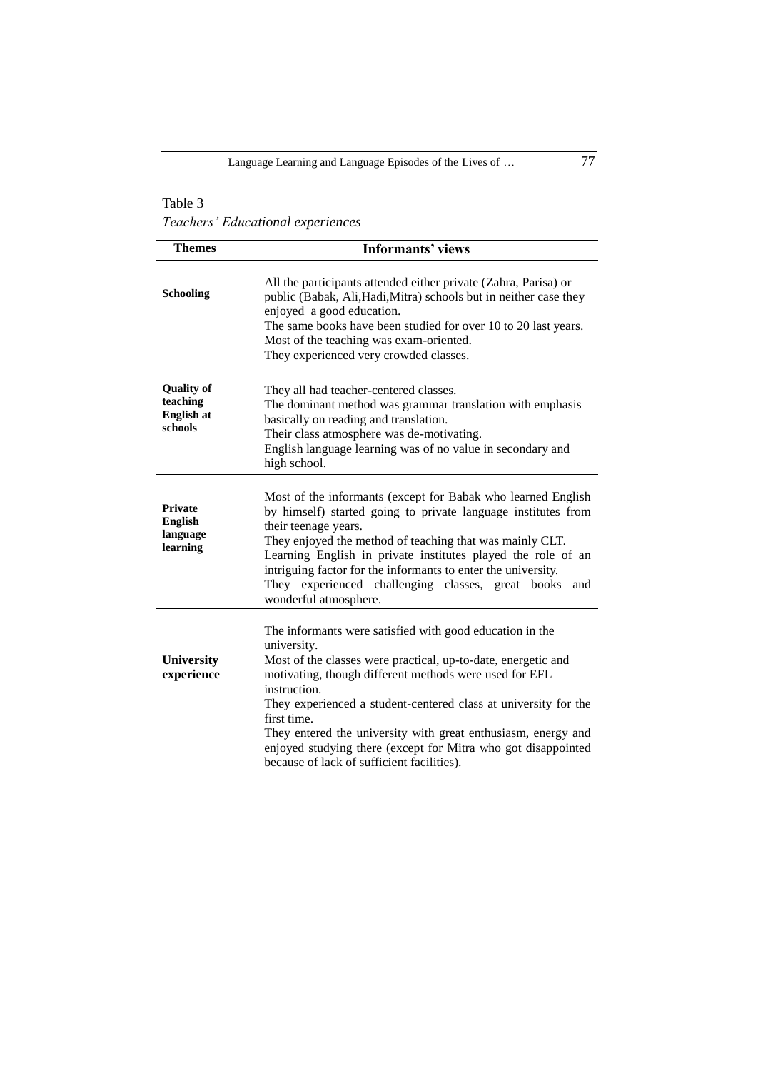Table 3

*Teachers' Educational experiences*

| Themes | Informants' views |
|---|---|
| **Schooling** | All the participants attended either private (Zahra, Parisa) or public (Babak, Ali,Hadi,Mitra) schools but in neither case they enjoyed a good education.<br>The same books have been studied for over 10 to 20 last years.<br>Most of the teaching was exam-oriented.<br>They experienced very crowded classes. |
| **Quality of teaching English at schools** | They all had teacher-centered classes.<br>The dominant method was grammar translation with emphasis basically on reading and translation.<br>Their class atmosphere was de-motivating.<br>English language learning was of no value in secondary and high school. |
| **Private English language learning** | Most of the informants (except for Babak who learned English by himself) started going to private language institutes from their teenage years.<br>They enjoyed the method of teaching that was mainly CLT.<br>Learning English in private institutes played the role of an intriguing factor for the informants to enter the university.<br>They experienced challenging classes, great books and wonderful atmosphere. |
| **University experience** | The informants were satisfied with good education in the university.<br>Most of the classes were practical, up-to-date, energetic and motivating, though different methods were used for EFL instruction.<br>They experienced a student-centered class at university for the first time.<br>They entered the university with great enthusiasm, energy and enjoyed studying there (except for Mitra who got disappointed because of lack of sufficient facilities). |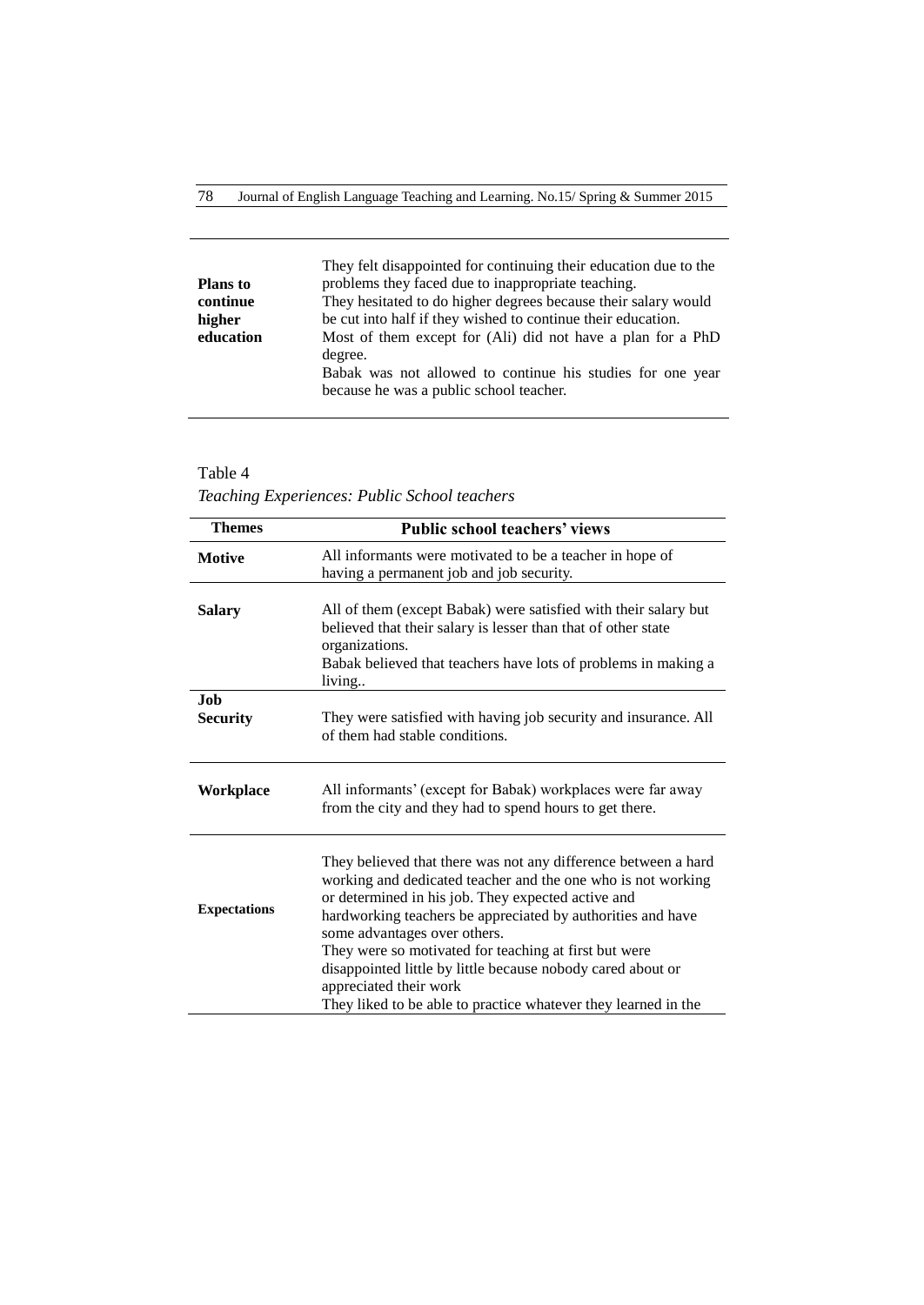| | |
|---|---|
| **Plans to continue higher education** | They felt disappointed for continuing their education due to the problems they faced due to inappropriate teaching. They hesitated to do higher degrees because their salary would be cut into half if they wished to continue their education. Most of them except for (Ali) did not have a plan for a PhD degree. Babak was not allowed to continue his studies for one year because he was a public school teacher. |

Table 4

*Teaching Experiences: Public School teachers*

| Themes | Public school teachers' views |
|---|---|
| **Motive** | All informants were motivated to be a teacher in hope of having a permanent job and job security. |
| **Salary** | All of them (except Babak) were satisfied with their salary but believed that their salary is lesser than that of other state organizations. Babak believed that teachers have lots of problems in making a living.. |
| **Job Security** | They were satisfied with having job security and insurance. All of them had stable conditions. |
| **Workplace** | All informants' (except for Babak) workplaces were far away from the city and they had to spend hours to get there. |
| **Expectations** | They believed that there was not any difference between a hard working and dedicated teacher and the one who is not working or determined in his job. They expected active and hardworking teachers be appreciated by authorities and have some advantages over others. They were so motivated for teaching at first but were disappointed little by little because nobody cared about or appreciated their work They liked to be able to practice whatever they learned in the |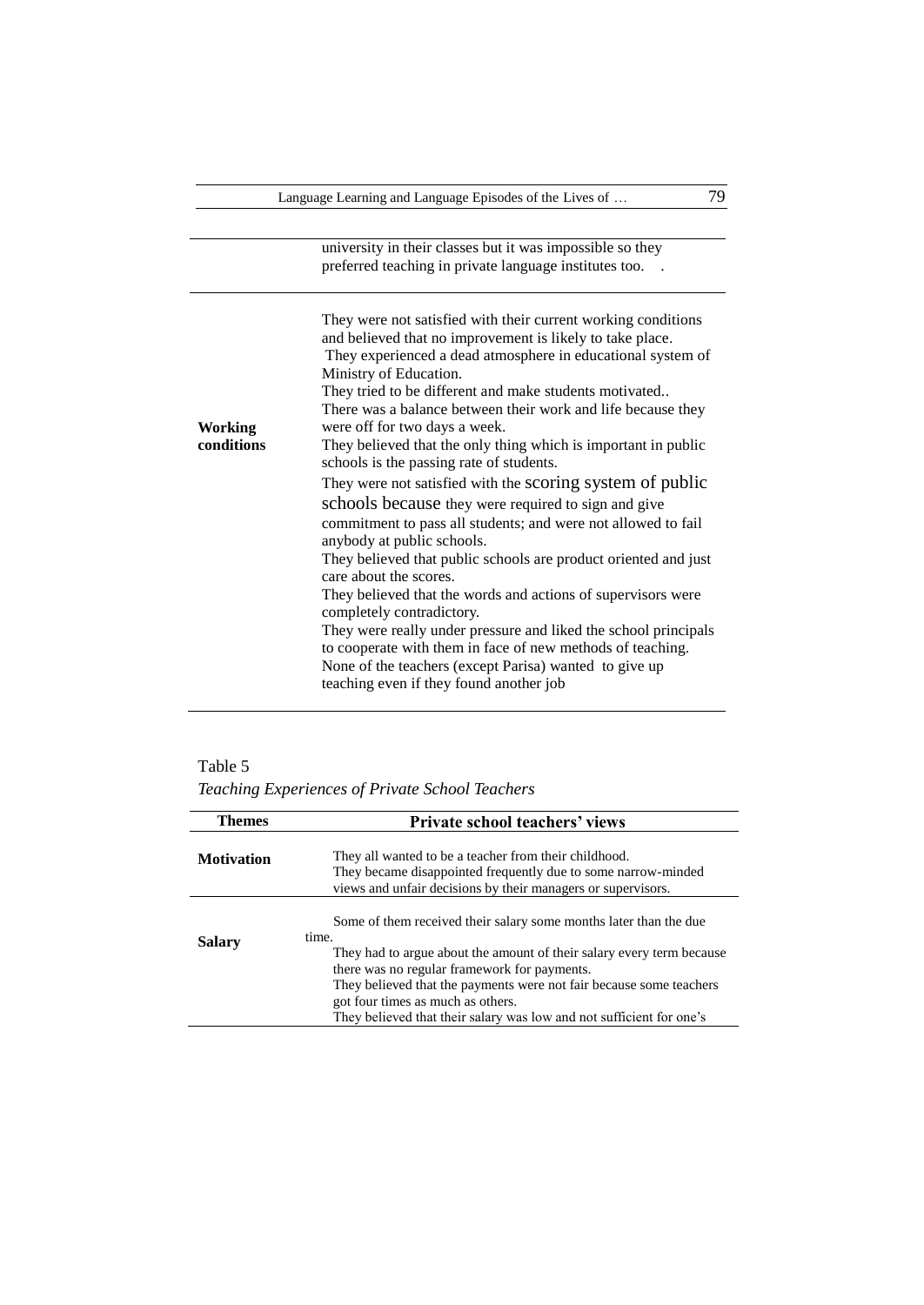| | |
|---|---|
| | university in their classes but it was impossible so they preferred teaching in private language institutes too. . |
| **Working conditions** | They were not satisfied with their current working conditions and believed that no improvement is likely to take place. They experienced a dead atmosphere in educational system of Ministry of Education. They tried to be different and make students motivated.. There was a balance between their work and life because they were off for two days a week. They believed that the only thing which is important in public schools is the passing rate of students. They were not satisfied with the scoring system of public schools because they were required to sign and give commitment to pass all students; and were not allowed to fail anybody at public schools. They believed that public schools are product oriented and just care about the scores. They believed that the words and actions of supervisors were completely contradictory. They were really under pressure and liked the school principals to cooperate with them in face of new methods of teaching. None of the teachers (except Parisa) wanted to give up teaching even if they found another job |

Table 5

*Teaching Experiences of Private School Teachers*

| Themes | Private school teachers' views |
|---|---|
| **Motivation** | They all wanted to be a teacher from their childhood. They became disappointed frequently due to some narrow-minded views and unfair decisions by their managers or supervisors. |
| **Salary** | Some of them received their salary some months later than the due time. They had to argue about the amount of their salary every term because there was no regular framework for payments. They believed that the payments were not fair because some teachers got four times as much as others. They believed that their salary was low and not sufficient for one's |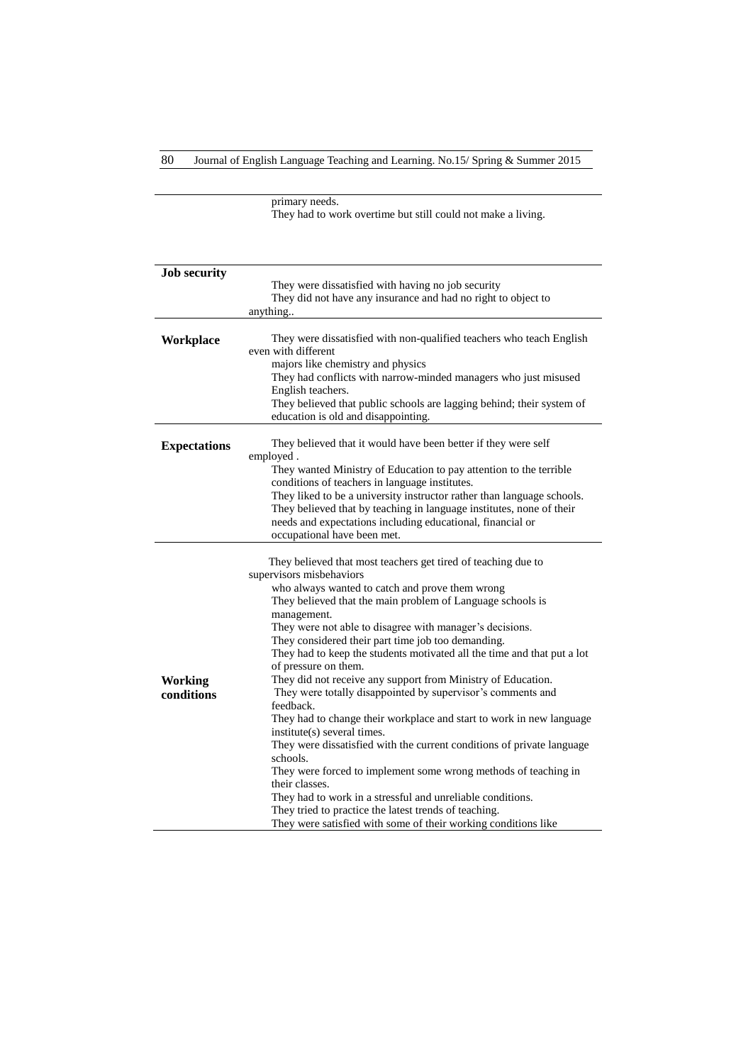| | |
|---|---|
| | primary needs.<br>They had to work overtime but still could not make a living. |
| **Job security** | They were dissatisfied with having no job security<br>They did not have any insurance and had no right to object to anything.. |
| **Workplace** | They were dissatisfied with non-qualified teachers who teach English even with different majors like chemistry and physics<br>They had conflicts with narrow-minded managers who just misused English teachers.<br>They believed that public schools are lagging behind; their system of education is old and disappointing. |
| **Expectations** | They believed that it would have been better if they were self employed .<br>They wanted Ministry of Education to pay attention to the terrible conditions of teachers in language institutes.<br>They liked to be a university instructor rather than language schools.<br>They believed that by teaching in language institutes, none of their needs and expectations including educational, financial or occupational have been met. |
| **Working conditions** | They believed that most teachers get tired of teaching due to supervisors misbehaviors who always wanted to catch and prove them wrong<br>They believed that the main problem of Language schools is management.<br>They were not able to disagree with manager's decisions.<br>They considered their part time job too demanding.<br>They had to keep the students motivated all the time and that put a lot of pressure on them.<br>They did not receive any support from Ministry of Education.<br>They were totally disappointed by supervisor's comments and feedback.<br>They had to change their workplace and start to work in new language institute(s) several times.<br>They were dissatisfied with the current conditions of private language schools.<br>They were forced to implement some wrong methods of teaching in their classes.<br>They had to work in a stressful and unreliable conditions.<br>They tried to practice the latest trends of teaching.<br>They were satisfied with some of their working conditions like |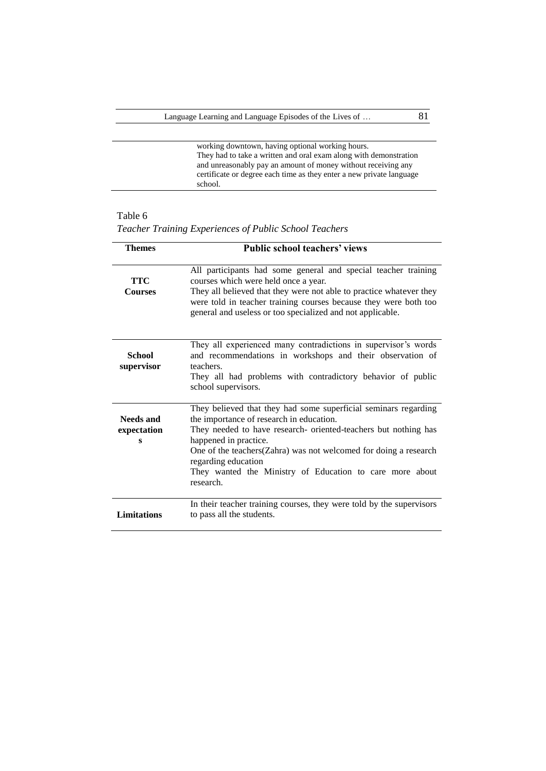| | |
|---|---|
| | working downtown, having optional working hours.<br>They had to take a written and oral exam along with demonstration and unreasonably pay an amount of money without receiving any certificate or degree each time as they enter a new private language school. |

Table 6

*Teacher Training Experiences of Public School Teachers*

| Themes | Public school teachers' views |
|---|---|
| **TTC Courses** | All participants had some general and special teacher training courses which were held once a year.<br>They all believed that they were not able to practice whatever they were told in teacher training courses because they were both too general and useless or too specialized and not applicable. |
| **School supervisor** | They all experienced many contradictions in supervisor's words and recommendations in workshops and their observation of teachers.<br>They all had problems with contradictory behavior of public school supervisors. |
| **Needs and expectations** | They believed that they had some superficial seminars regarding the importance of research in education.<br>They needed to have research- oriented-teachers but nothing has happened in practice.<br>One of the teachers(Zahra) was not welcomed for doing a research regarding education<br>They wanted the Ministry of Education to care more about research. |
| **Limitations** | In their teacher training courses, they were told by the supervisors to pass all the students. |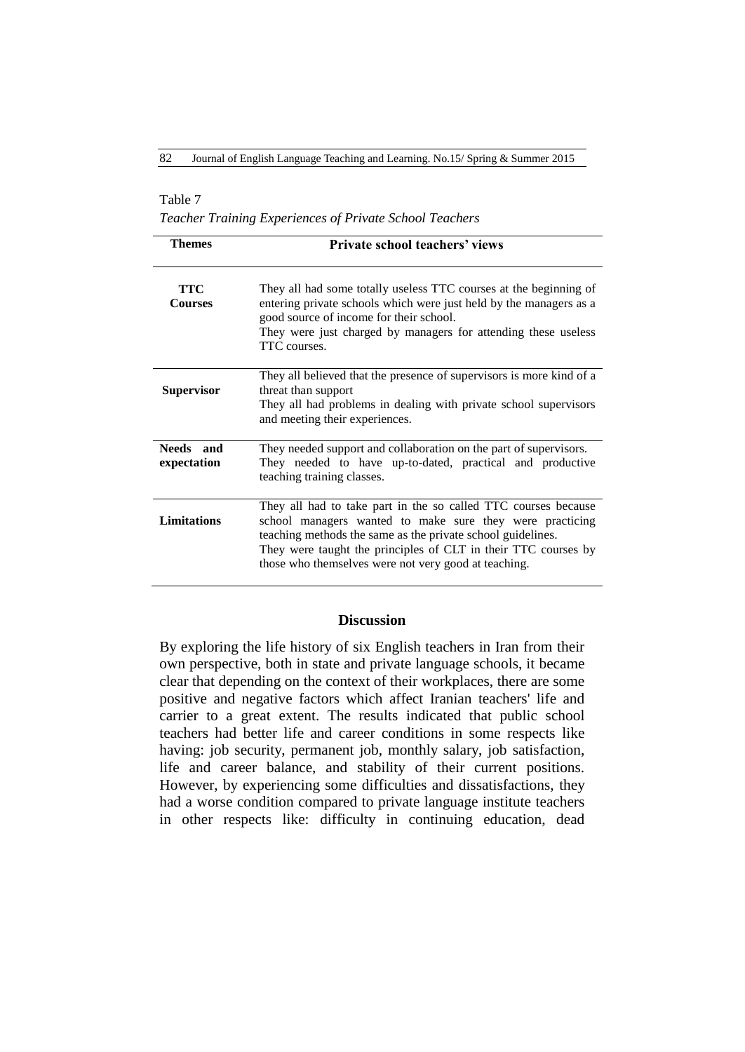Table 7

*Teacher Training Experiences of Private School Teachers*

| Themes | Private school teachers' views |
|---|---|
| **TTC Courses** | They all had some totally useless TTC courses at the beginning of entering private schools which were just held by the managers as a good source of income for their school. They were just charged by managers for attending these useless TTC courses. |
| **Supervisor** | They all believed that the presence of supervisors is more kind of a threat than support They all had problems in dealing with private school supervisors and meeting their experiences. |
| **Needs and expectation** | They needed support and collaboration on the part of supervisors. They needed to have up-to-dated, practical and productive teaching training classes. |
| **Limitations** | They all had to take part in the so called TTC courses because school managers wanted to make sure they were practicing teaching methods the same as the private school guidelines. They were taught the principles of CLT in their TTC courses by those who themselves were not very good at teaching. |

## Discussion

By exploring the life history of six English teachers in Iran from their own perspective, both in state and private language schools, it became clear that depending on the context of their workplaces, there are some positive and negative factors which affect Iranian teachers' life and carrier to a great extent. The results indicated that public school teachers had better life and career conditions in some respects like having: job security, permanent job, monthly salary, job satisfaction, life and career balance, and stability of their current positions. However, by experiencing some difficulties and dissatisfactions, they had a worse condition compared to private language institute teachers in other respects like: difficulty in continuing education, dead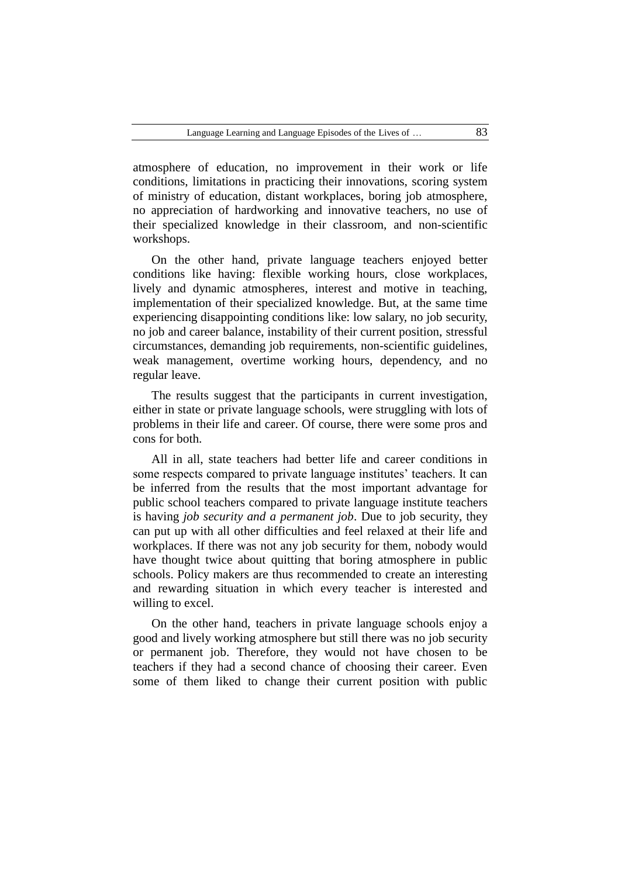atmosphere of education, no improvement in their work or life conditions, limitations in practicing their innovations, scoring system of ministry of education, distant workplaces, boring job atmosphere, no appreciation of hardworking and innovative teachers, no use of their specialized knowledge in their classroom, and non-scientific workshops.

On the other hand, private language teachers enjoyed better conditions like having: flexible working hours, close workplaces, lively and dynamic atmospheres, interest and motive in teaching, implementation of their specialized knowledge. But, at the same time experiencing disappointing conditions like: low salary, no job security, no job and career balance, instability of their current position, stressful circumstances, demanding job requirements, non-scientific guidelines, weak management, overtime working hours, dependency, and no regular leave.

The results suggest that the participants in current investigation, either in state or private language schools, were struggling with lots of problems in their life and career. Of course, there were some pros and cons for both.

All in all, state teachers had better life and career conditions in some respects compared to private language institutes' teachers. It can be inferred from the results that the most important advantage for public school teachers compared to private language institute teachers is having *job security and a permanent job*. Due to job security, they can put up with all other difficulties and feel relaxed at their life and workplaces. If there was not any job security for them, nobody would have thought twice about quitting that boring atmosphere in public schools. Policy makers are thus recommended to create an interesting and rewarding situation in which every teacher is interested and willing to excel.

On the other hand, teachers in private language schools enjoy a good and lively working atmosphere but still there was no job security or permanent job. Therefore, they would not have chosen to be teachers if they had a second chance of choosing their career. Even some of them liked to change their current position with public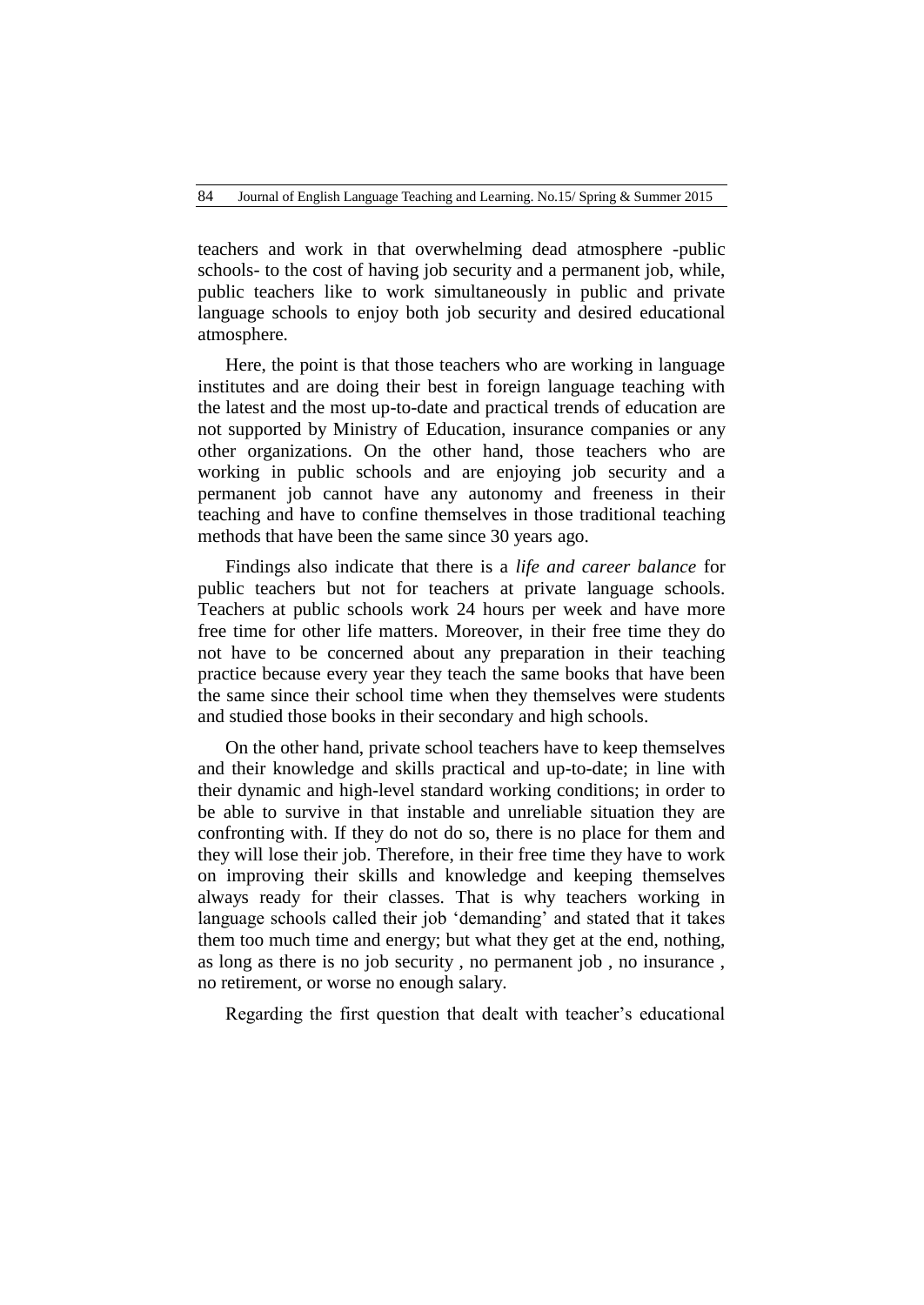teachers and work in that overwhelming dead atmosphere -public schools- to the cost of having job security and a permanent job, while, public teachers like to work simultaneously in public and private language schools to enjoy both job security and desired educational atmosphere.

Here, the point is that those teachers who are working in language institutes and are doing their best in foreign language teaching with the latest and the most up-to-date and practical trends of education are not supported by Ministry of Education, insurance companies or any other organizations. On the other hand, those teachers who are working in public schools and are enjoying job security and a permanent job cannot have any autonomy and freeness in their teaching and have to confine themselves in those traditional teaching methods that have been the same since 30 years ago.

Findings also indicate that there is a *life and career balance* for public teachers but not for teachers at private language schools. Teachers at public schools work 24 hours per week and have more free time for other life matters. Moreover, in their free time they do not have to be concerned about any preparation in their teaching practice because every year they teach the same books that have been the same since their school time when they themselves were students and studied those books in their secondary and high schools.

On the other hand, private school teachers have to keep themselves and their knowledge and skills practical and up-to-date; in line with their dynamic and high-level standard working conditions; in order to be able to survive in that instable and unreliable situation they are confronting with. If they do not do so, there is no place for them and they will lose their job. Therefore, in their free time they have to work on improving their skills and knowledge and keeping themselves always ready for their classes. That is why teachers working in language schools called their job 'demanding' and stated that it takes them too much time and energy; but what they get at the end, nothing, as long as there is no job security , no permanent job , no insurance , no retirement, or worse no enough salary.

Regarding the first question that dealt with teacher's educational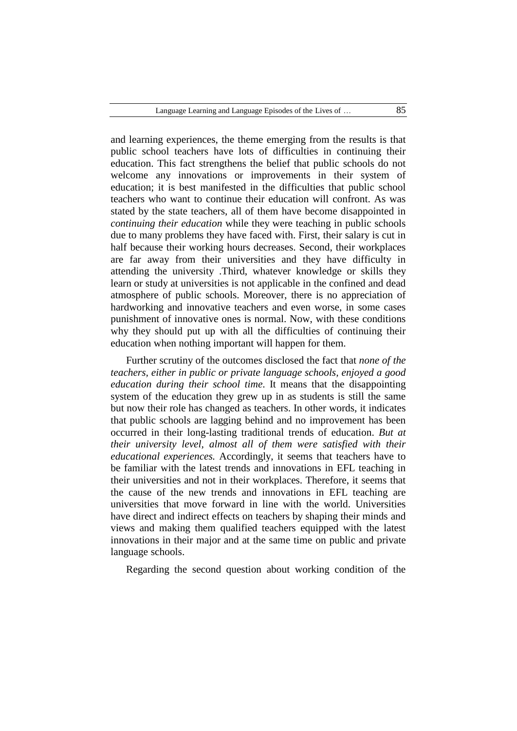and learning experiences, the theme emerging from the results is that public school teachers have lots of difficulties in continuing their education. This fact strengthens the belief that public schools do not welcome any innovations or improvements in their system of education; it is best manifested in the difficulties that public school teachers who want to continue their education will confront. As was stated by the state teachers, all of them have become disappointed in *continuing their education* while they were teaching in public schools due to many problems they have faced with. First, their salary is cut in half because their working hours decreases. Second, their workplaces are far away from their universities and they have difficulty in attending the university .Third, whatever knowledge or skills they learn or study at universities is not applicable in the confined and dead atmosphere of public schools. Moreover, there is no appreciation of hardworking and innovative teachers and even worse, in some cases punishment of innovative ones is normal. Now, with these conditions why they should put up with all the difficulties of continuing their education when nothing important will happen for them.

Further scrutiny of the outcomes disclosed the fact that *none of the teachers, either in public or private language schools, enjoyed a good education during their school time.* It means that the disappointing system of the education they grew up in as students is still the same but now their role has changed as teachers. In other words, it indicates that public schools are lagging behind and no improvement has been occurred in their long-lasting traditional trends of education. *But at their university level, almost all of them were satisfied with their educational experiences.* Accordingly, it seems that teachers have to be familiar with the latest trends and innovations in EFL teaching in their universities and not in their workplaces. Therefore, it seems that the cause of the new trends and innovations in EFL teaching are universities that move forward in line with the world. Universities have direct and indirect effects on teachers by shaping their minds and views and making them qualified teachers equipped with the latest innovations in their major and at the same time on public and private language schools.

Regarding the second question about working condition of the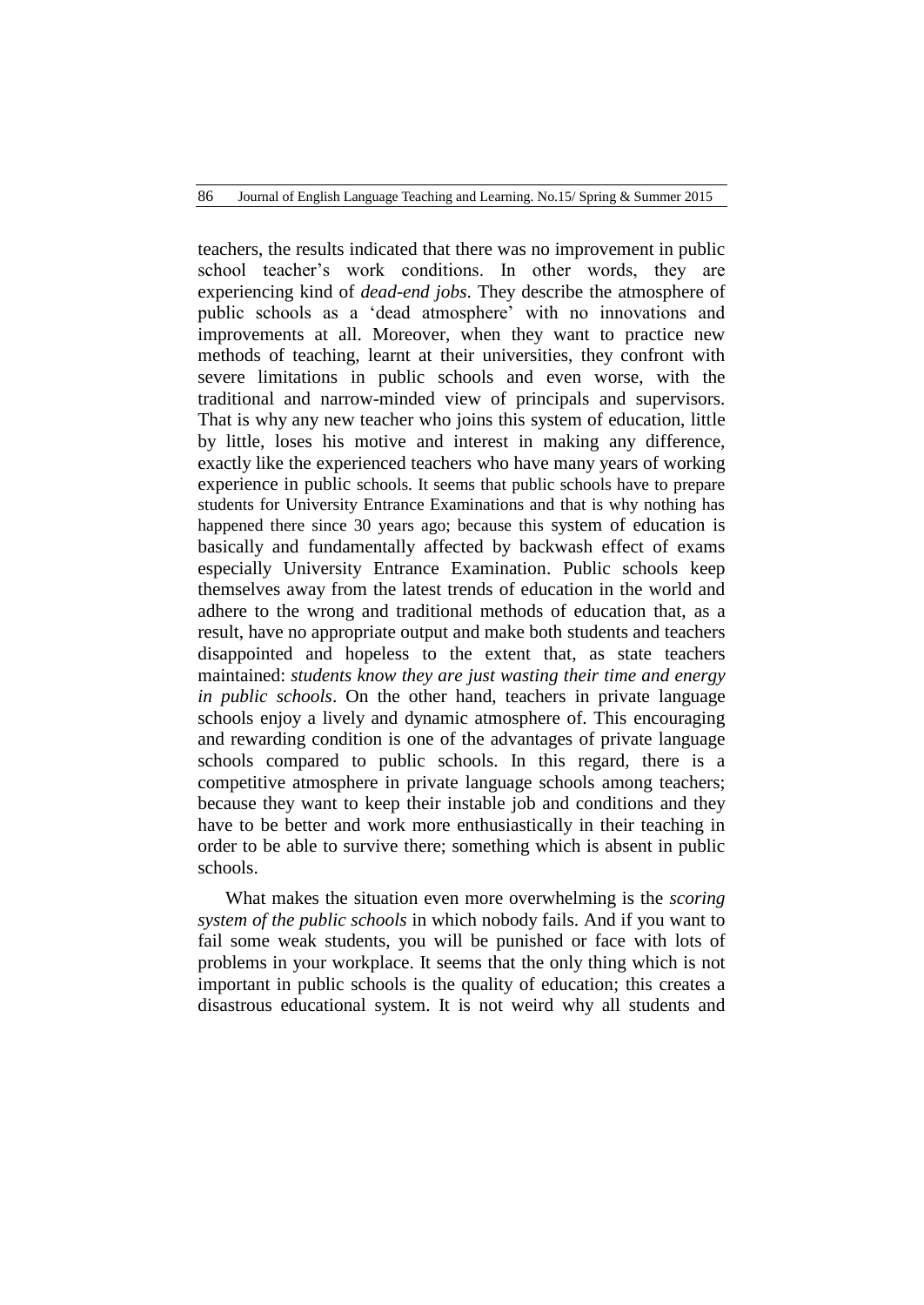teachers, the results indicated that there was no improvement in public school teacher's work conditions. In other words, they are experiencing kind of *dead-end jobs*. They describe the atmosphere of public schools as a 'dead atmosphere' with no innovations and improvements at all. Moreover, when they want to practice new methods of teaching, learnt at their universities, they confront with severe limitations in public schools and even worse, with the traditional and narrow-minded view of principals and supervisors. That is why any new teacher who joins this system of education, little by little, loses his motive and interest in making any difference, exactly like the experienced teachers who have many years of working experience in public schools. It seems that public schools have to prepare students for University Entrance Examinations and that is why nothing has happened there since 30 years ago; because this system of education is basically and fundamentally affected by backwash effect of exams especially University Entrance Examination. Public schools keep themselves away from the latest trends of education in the world and adhere to the wrong and traditional methods of education that, as a result, have no appropriate output and make both students and teachers disappointed and hopeless to the extent that, as state teachers maintained: *students know they are just wasting their time and energy in public schools*. On the other hand, teachers in private language schools enjoy a lively and dynamic atmosphere of. This encouraging and rewarding condition is one of the advantages of private language schools compared to public schools. In this regard, there is a competitive atmosphere in private language schools among teachers; because they want to keep their instable job and conditions and they have to be better and work more enthusiastically in their teaching in order to be able to survive there; something which is absent in public schools.

What makes the situation even more overwhelming is the *scoring system of the public schools* in which nobody fails. And if you want to fail some weak students, you will be punished or face with lots of problems in your workplace. It seems that the only thing which is not important in public schools is the quality of education; this creates a disastrous educational system. It is not weird why all students and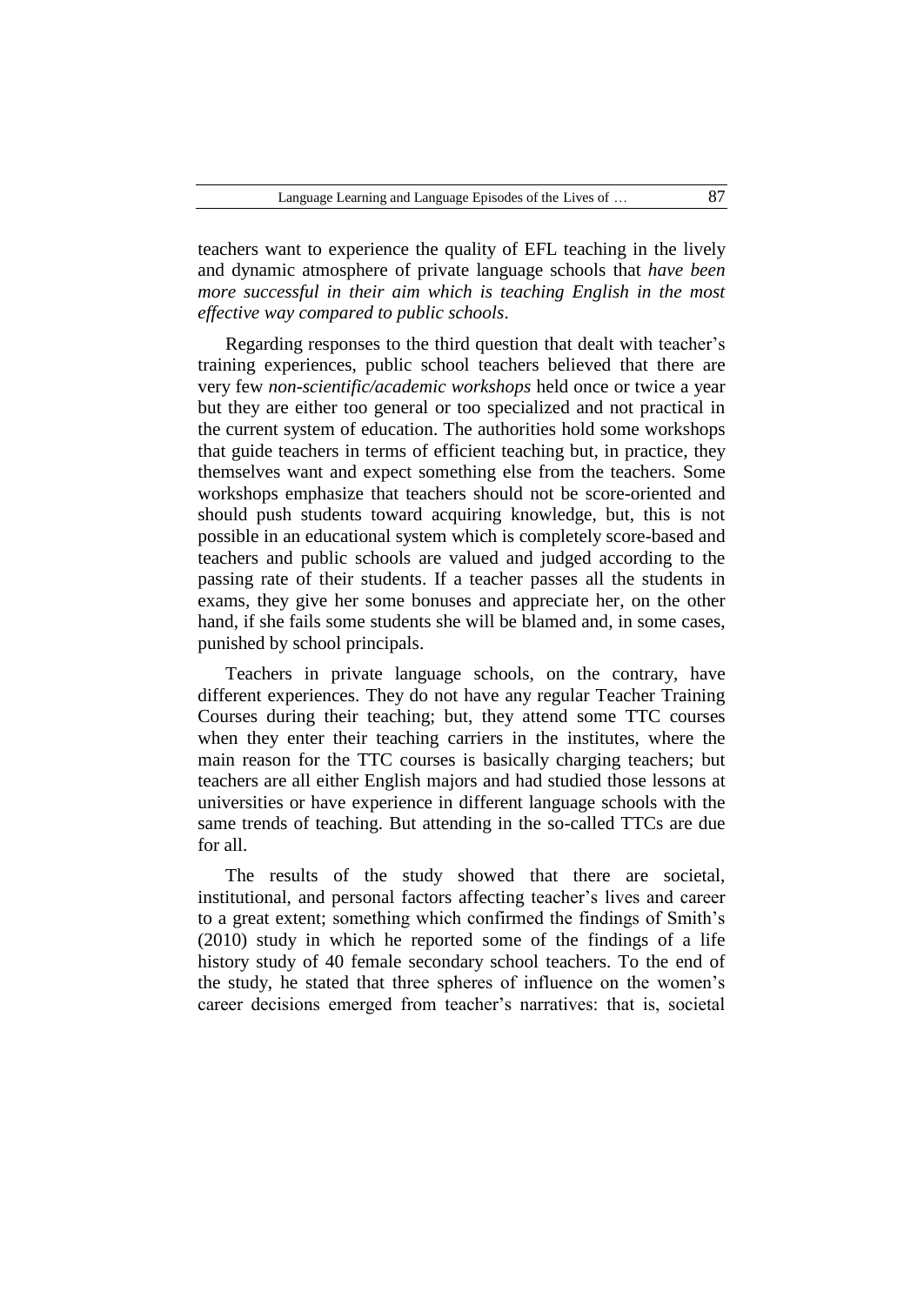teachers want to experience the quality of EFL teaching in the lively and dynamic atmosphere of private language schools that *have been more successful in their aim which is teaching English in the most effective way compared to public schools*.

Regarding responses to the third question that dealt with teacher's training experiences, public school teachers believed that there are very few *non-scientific/academic workshops* held once or twice a year but they are either too general or too specialized and not practical in the current system of education. The authorities hold some workshops that guide teachers in terms of efficient teaching but, in practice, they themselves want and expect something else from the teachers. Some workshops emphasize that teachers should not be score-oriented and should push students toward acquiring knowledge, but, this is not possible in an educational system which is completely score-based and teachers and public schools are valued and judged according to the passing rate of their students. If a teacher passes all the students in exams, they give her some bonuses and appreciate her, on the other hand, if she fails some students she will be blamed and, in some cases, punished by school principals.

Teachers in private language schools, on the contrary, have different experiences. They do not have any regular Teacher Training Courses during their teaching; but, they attend some TTC courses when they enter their teaching carriers in the institutes, where the main reason for the TTC courses is basically charging teachers; but teachers are all either English majors and had studied those lessons at universities or have experience in different language schools with the same trends of teaching. But attending in the so-called TTCs are due for all.

The results of the study showed that there are societal, institutional, and personal factors affecting teacher's lives and career to a great extent; something which confirmed the findings of Smith's (2010) study in which he reported some of the findings of a life history study of 40 female secondary school teachers. To the end of the study, he stated that three spheres of influence on the women's career decisions emerged from teacher's narratives: that is, societal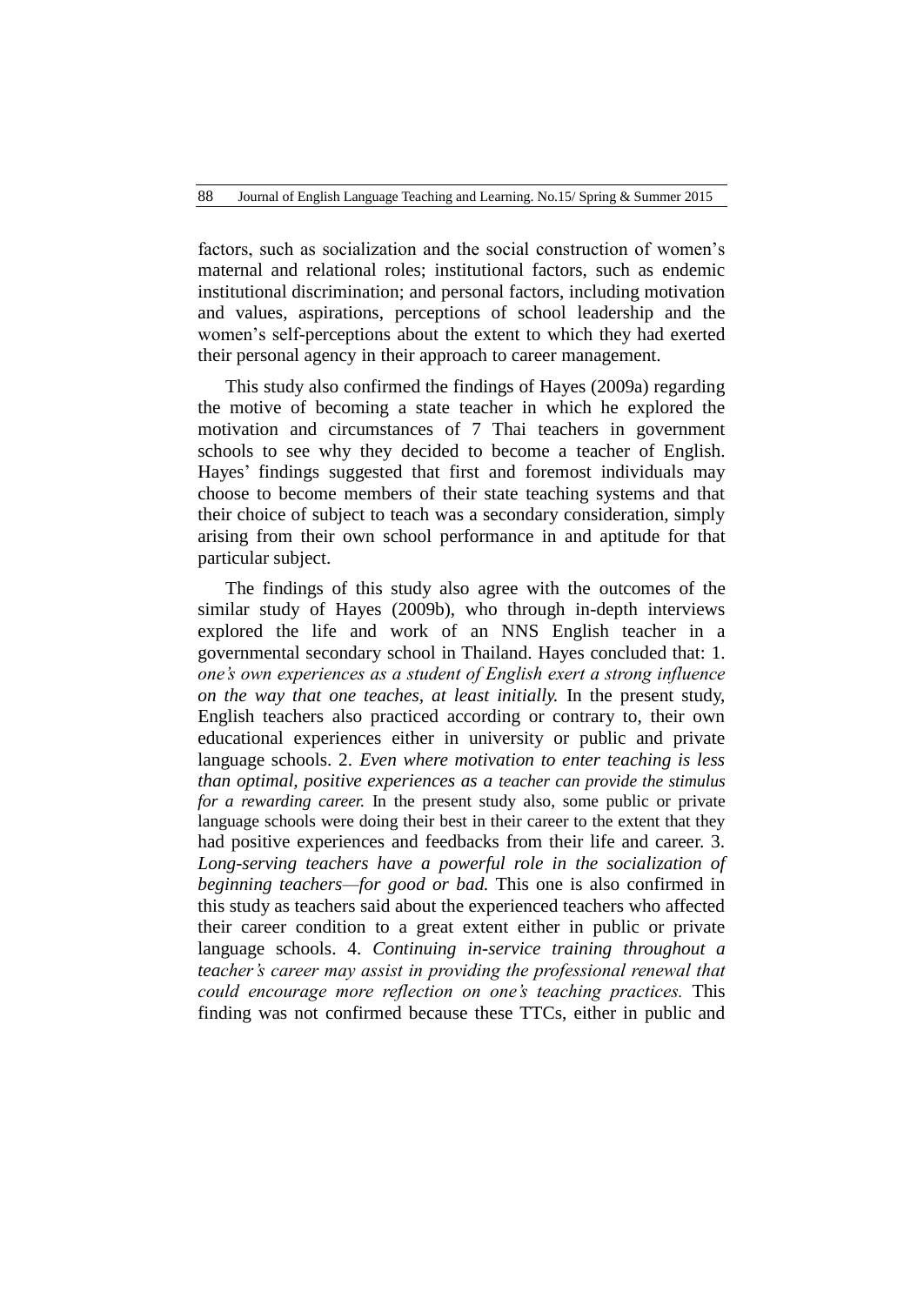factors, such as socialization and the social construction of women's maternal and relational roles; institutional factors, such as endemic institutional discrimination; and personal factors, including motivation and values, aspirations, perceptions of school leadership and the women's self-perceptions about the extent to which they had exerted their personal agency in their approach to career management.

This study also confirmed the findings of Hayes (2009a) regarding the motive of becoming a state teacher in which he explored the motivation and circumstances of 7 Thai teachers in government schools to see why they decided to become a teacher of English. Hayes' findings suggested that first and foremost individuals may choose to become members of their state teaching systems and that their choice of subject to teach was a secondary consideration, simply arising from their own school performance in and aptitude for that particular subject.

The findings of this study also agree with the outcomes of the similar study of Hayes (2009b), who through in-depth interviews explored the life and work of an NNS English teacher in a governmental secondary school in Thailand. Hayes concluded that: 1. *one's own experiences as a student of English exert a strong influence on the way that one teaches, at least initially.* In the present study, English teachers also practiced according or contrary to, their own educational experiences either in university or public and private language schools. 2. *Even where motivation to enter teaching is less than optimal, positive experiences as a teacher can provide the stimulus for a rewarding career.* In the present study also, some public or private language schools were doing their best in their career to the extent that they had positive experiences and feedbacks from their life and career. 3. *Long-serving teachers have a powerful role in the socialization of beginning teachers—for good or bad.* This one is also confirmed in this study as teachers said about the experienced teachers who affected their career condition to a great extent either in public or private language schools. 4. *Continuing in-service training throughout a teacher's career may assist in providing the professional renewal that could encourage more reflection on one's teaching practices.* This finding was not confirmed because these TTCs, either in public and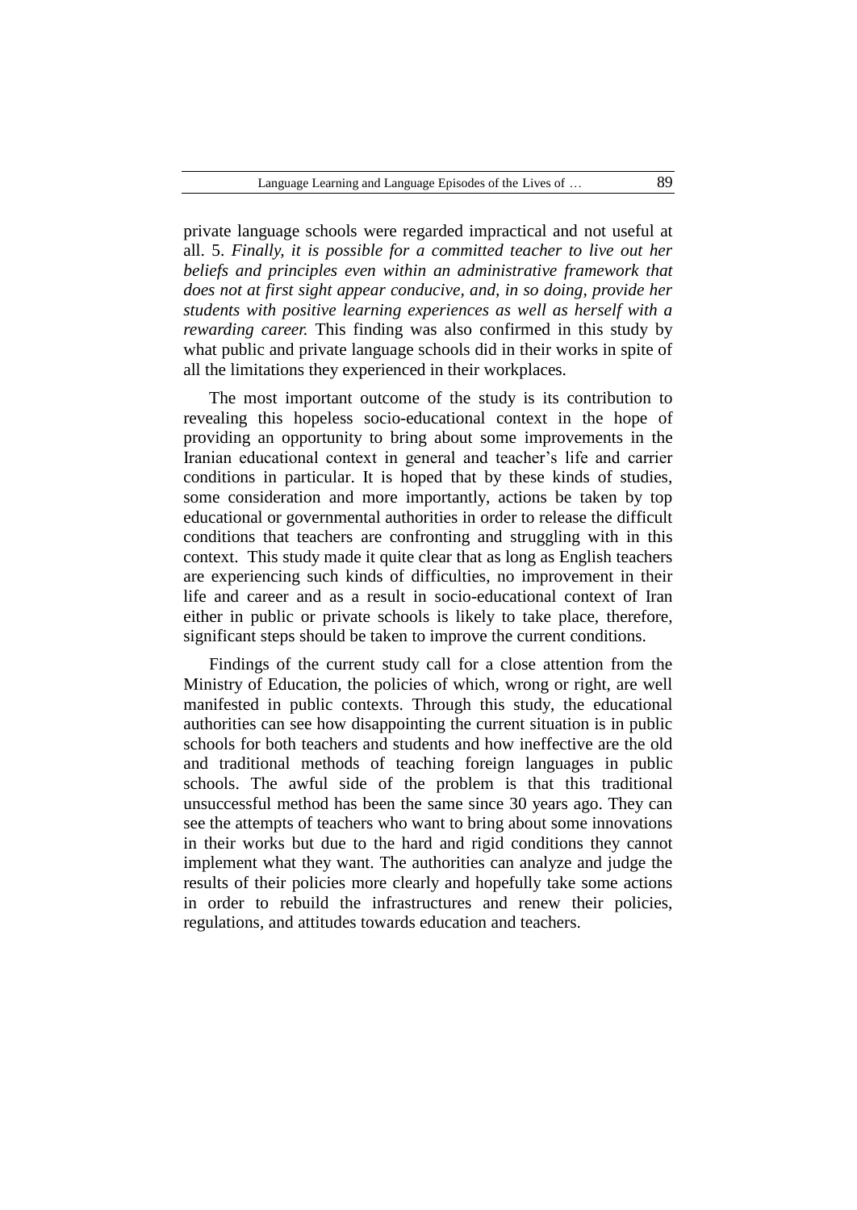private language schools were regarded impractical and not useful at all. 5. *Finally, it is possible for a committed teacher to live out her beliefs and principles even within an administrative framework that does not at first sight appear conducive, and, in so doing, provide her students with positive learning experiences as well as herself with a rewarding career.* This finding was also confirmed in this study by what public and private language schools did in their works in spite of all the limitations they experienced in their workplaces.

The most important outcome of the study is its contribution to revealing this hopeless socio-educational context in the hope of providing an opportunity to bring about some improvements in the Iranian educational context in general and teacher's life and carrier conditions in particular. It is hoped that by these kinds of studies, some consideration and more importantly, actions be taken by top educational or governmental authorities in order to release the difficult conditions that teachers are confronting and struggling with in this context. This study made it quite clear that as long as English teachers are experiencing such kinds of difficulties, no improvement in their life and career and as a result in socio-educational context of Iran either in public or private schools is likely to take place, therefore, significant steps should be taken to improve the current conditions.

Findings of the current study call for a close attention from the Ministry of Education, the policies of which, wrong or right, are well manifested in public contexts. Through this study, the educational authorities can see how disappointing the current situation is in public schools for both teachers and students and how ineffective are the old and traditional methods of teaching foreign languages in public schools. The awful side of the problem is that this traditional unsuccessful method has been the same since 30 years ago. They can see the attempts of teachers who want to bring about some innovations in their works but due to the hard and rigid conditions they cannot implement what they want. The authorities can analyze and judge the results of their policies more clearly and hopefully take some actions in order to rebuild the infrastructures and renew their policies, regulations, and attitudes towards education and teachers.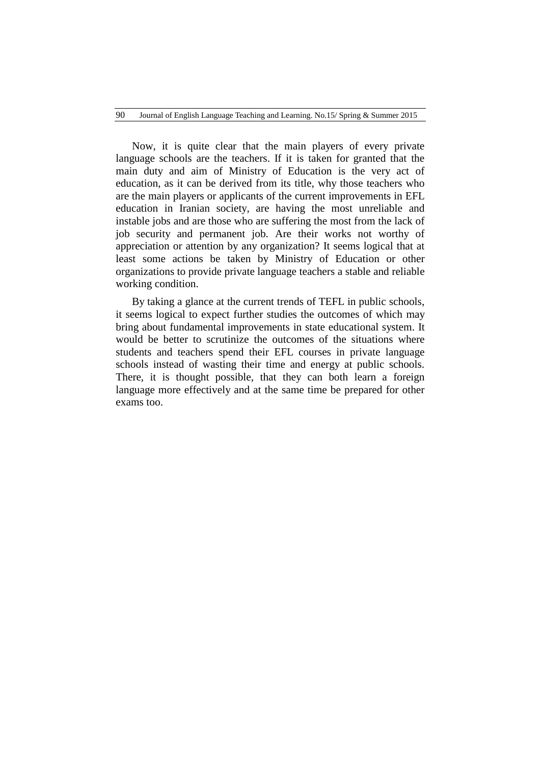Now, it is quite clear that the main players of every private language schools are the teachers. If it is taken for granted that the main duty and aim of Ministry of Education is the very act of education, as it can be derived from its title, why those teachers who are the main players or applicants of the current improvements in EFL education in Iranian society, are having the most unreliable and instable jobs and are those who are suffering the most from the lack of job security and permanent job. Are their works not worthy of appreciation or attention by any organization? It seems logical that at least some actions be taken by Ministry of Education or other organizations to provide private language teachers a stable and reliable working condition.

By taking a glance at the current trends of TEFL in public schools, it seems logical to expect further studies the outcomes of which may bring about fundamental improvements in state educational system. It would be better to scrutinize the outcomes of the situations where students and teachers spend their EFL courses in private language schools instead of wasting their time and energy at public schools. There, it is thought possible, that they can both learn a foreign language more effectively and at the same time be prepared for other exams too.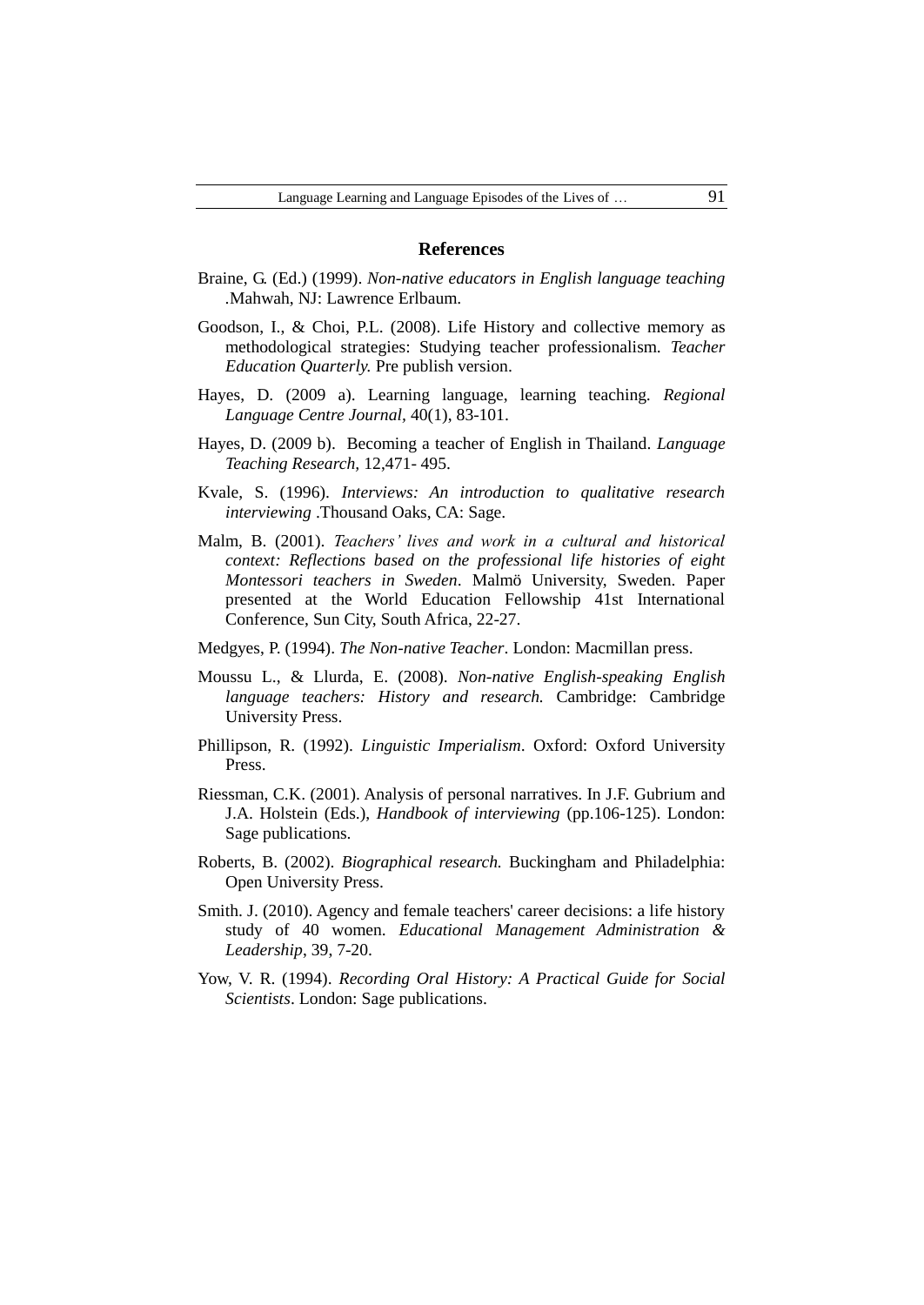## References

Braine, G. (Ed.) (1999). *Non-native educators in English language teaching* .Mahwah, NJ: Lawrence Erlbaum.

Goodson, I., & Choi, P.L. (2008). Life History and collective memory as methodological strategies: Studying teacher professionalism. *Teacher Education Quarterly.* Pre publish version.

Hayes, D. (2009 a). Learning language, learning teaching. *Regional Language Centre Journal*, 40(1), 83-101.

Hayes, D. (2009 b). Becoming a teacher of English in Thailand. *Language Teaching Research*, 12,471- 495.

Kvale, S. (1996). *Interviews: An introduction to qualitative research interviewing* .Thousand Oaks, CA: Sage.

Malm, B. (2001). *Teachers' lives and work in a cultural and historical context: Reflections based on the professional life histories of eight Montessori teachers in Sweden*. Malmö University, Sweden. Paper presented at the World Education Fellowship 41st International Conference, Sun City, South Africa, 22-27.

Medgyes, P. (1994). *The Non-native Teacher*. London: Macmillan press.

Moussu L., & Llurda, E. (2008). *Non-native English-speaking English language teachers: History and research.* Cambridge: Cambridge University Press.

Phillipson, R. (1992). *Linguistic Imperialism*. Oxford: Oxford University Press.

Riessman, C.K. (2001). Analysis of personal narratives. In J.F. Gubrium and J.A. Holstein (Eds.), *Handbook of interviewing* (pp.106-125). London: Sage publications.

Roberts, B. (2002). *Biographical research.* Buckingham and Philadelphia: Open University Press.

Smith. J. (2010). Agency and female teachers' career decisions: a life history study of 40 women. *Educational Management Administration & Leadership*, 39, 7-20.

Yow, V. R. (1994). *Recording Oral History: A Practical Guide for Social Scientists*. London: Sage publications.